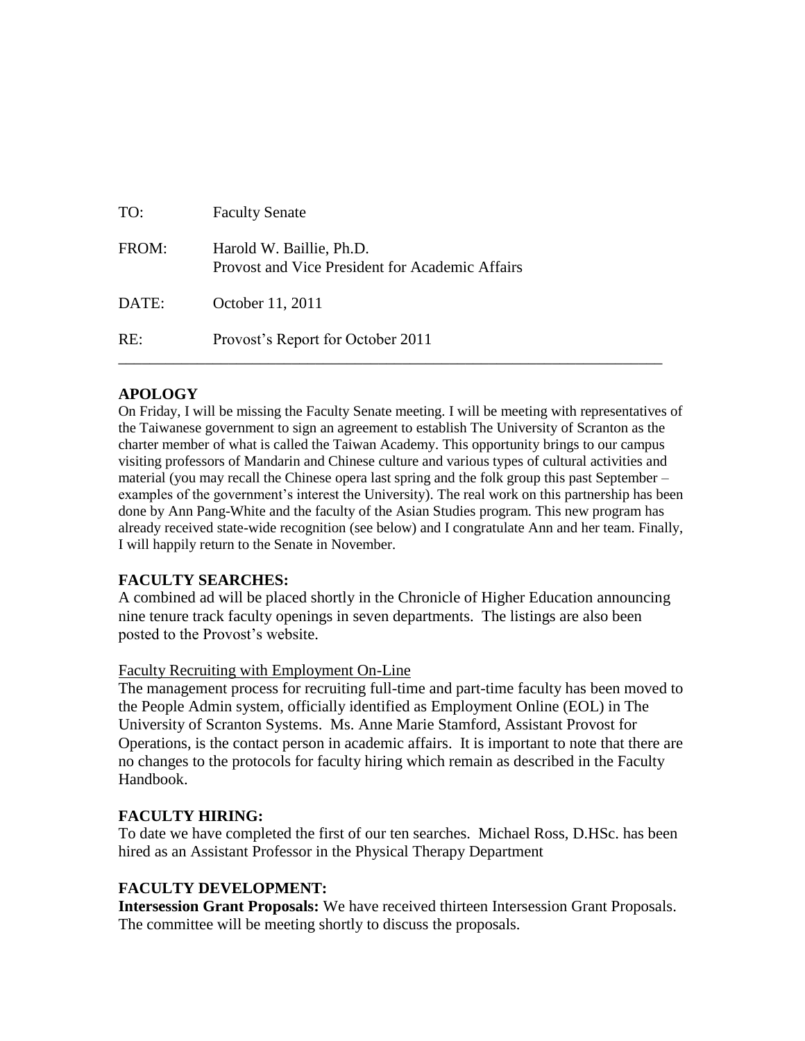TO: Faculty Senate

FROM: Harold W. Baillie, Ph.D.
Provost and Vice President for Academic Affairs

DATE: October 11, 2011

RE: Provost's Report for October 2011

---

## APOLOGY

On Friday, I will be missing the Faculty Senate meeting. I will be meeting with representatives of the Taiwanese government to sign an agreement to establish The University of Scranton as the charter member of what is called the Taiwan Academy. This opportunity brings to our campus visiting professors of Mandarin and Chinese culture and various types of cultural activities and material (you may recall the Chinese opera last spring and the folk group this past September – examples of the government's interest the University). The real work on this partnership has been done by Ann Pang-White and the faculty of the Asian Studies program. This new program has already received state-wide recognition (see below) and I congratulate Ann and her team. Finally, I will happily return to the Senate in November.

## FACULTY SEARCHES:

A combined ad will be placed shortly in the Chronicle of Higher Education announcing nine tenure track faculty openings in seven departments. The listings are also been posted to the Provost's website.

Faculty Recruiting with Employment On-Line

The management process for recruiting full-time and part-time faculty has been moved to the People Admin system, officially identified as Employment Online (EOL) in The University of Scranton Systems. Ms. Anne Marie Stamford, Assistant Provost for Operations, is the contact person in academic affairs. It is important to note that there are no changes to the protocols for faculty hiring which remain as described in the Faculty Handbook.

## FACULTY HIRING:

To date we have completed the first of our ten searches. Michael Ross, D.HSc. has been hired as an Assistant Professor in the Physical Therapy Department

## FACULTY DEVELOPMENT:

**Intersession Grant Proposals:** We have received thirteen Intersession Grant Proposals. The committee will be meeting shortly to discuss the proposals.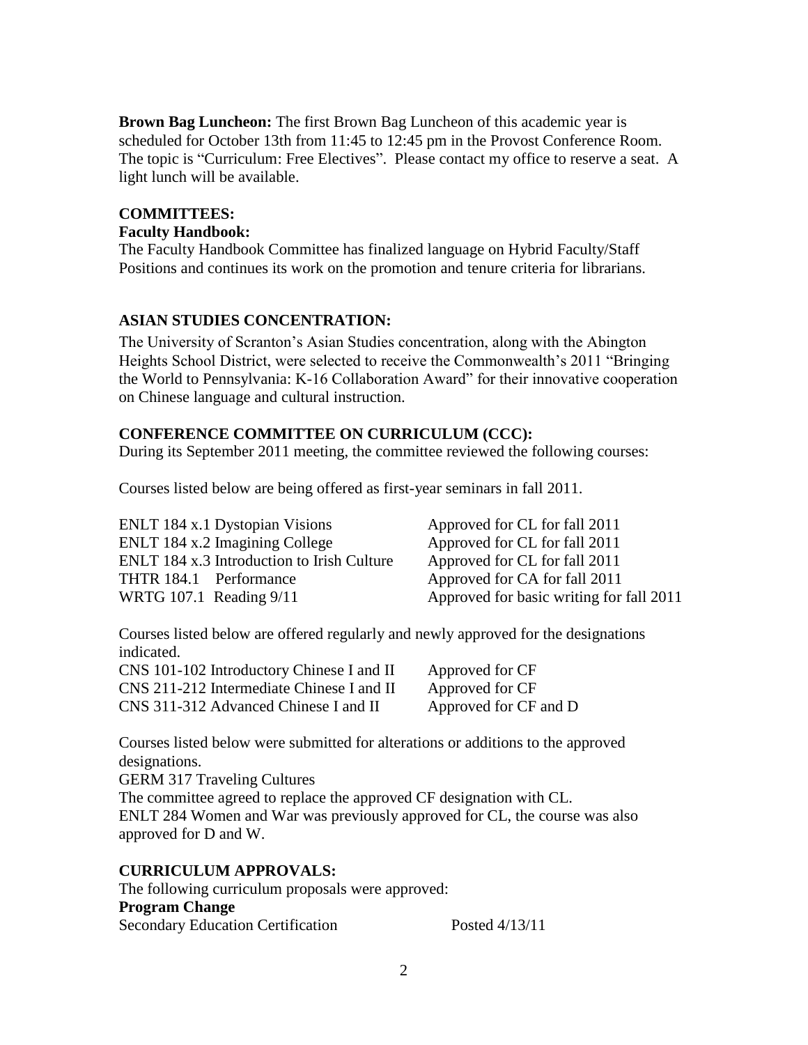**Brown Bag Luncheon:** The first Brown Bag Luncheon of this academic year is scheduled for October 13th from 11:45 to 12:45 pm in the Provost Conference Room. The topic is "Curriculum: Free Electives". Please contact my office to reserve a seat. A light lunch will be available.

## COMMITTEES:

### Faculty Handbook:

The Faculty Handbook Committee has finalized language on Hybrid Faculty/Staff Positions and continues its work on the promotion and tenure criteria for librarians.

## ASIAN STUDIES CONCENTRATION:

The University of Scranton's Asian Studies concentration, along with the Abington Heights School District, were selected to receive the Commonwealth's 2011 "Bringing the World to Pennsylvania: K-16 Collaboration Award" for their innovative cooperation on Chinese language and cultural instruction.

## CONFERENCE COMMITTEE ON CURRICULUM (CCC):

During its September 2011 meeting, the committee reviewed the following courses:

Courses listed below are being offered as first-year seminars in fall 2011.

| Course | Designation |
|---|---|
| ENLT 184 x.1 Dystopian Visions | Approved for CL for fall 2011 |
| ENLT 184 x.2 Imagining College | Approved for CL for fall 2011 |
| ENLT 184 x.3 Introduction to Irish Culture | Approved for CL for fall 2011 |
| THTR 184.1 Performance | Approved for CA for fall 2011 |
| WRTG 107.1 Reading 9/11 | Approved for basic writing for fall 2011 |

Courses listed below are offered regularly and newly approved for the designations indicated.

| Course | Designation |
|---|---|
| CNS 101-102 Introductory Chinese I and II | Approved for CF |
| CNS 211-212 Intermediate Chinese I and II | Approved for CF |
| CNS 311-312 Advanced Chinese I and II | Approved for CF and D |

Courses listed below were submitted for alterations or additions to the approved designations.

GERM 317 Traveling Cultures

The committee agreed to replace the approved CF designation with CL.

ENLT 284 Women and War was previously approved for CL, the course was also approved for D and W.

## CURRICULUM APPROVALS:

The following curriculum proposals were approved:

**Program Change**

| Proposal | Posted |
|---|---|
| Secondary Education Certification | Posted 4/13/11 |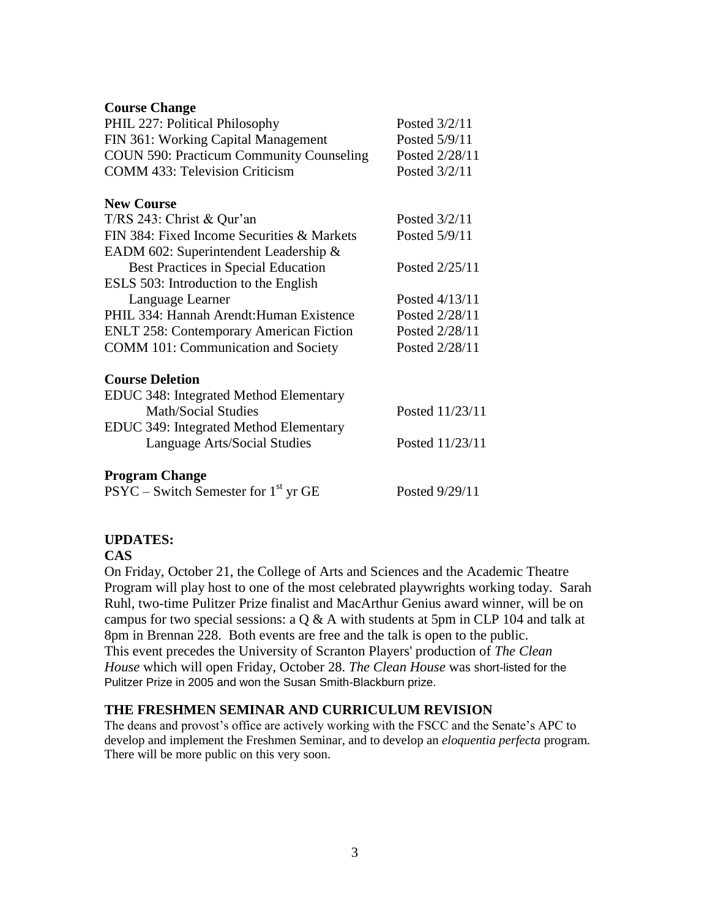**Course Change**

| | |
|---|---|
| PHIL 227: Political Philosophy | Posted 3/2/11 |
| FIN 361: Working Capital Management | Posted 5/9/11 |
| COUN 590: Practicum Community Counseling | Posted 2/28/11 |
| COMM 433: Television Criticism | Posted 3/2/11 |

**New Course**

| | |
|---|---|
| T/RS 243: Christ & Qur'an | Posted 3/2/11 |
| FIN 384: Fixed Income Securities & Markets | Posted 5/9/11 |
| EADM 602: Superintendent Leadership & Best Practices in Special Education | Posted 2/25/11 |
| ESLS 503: Introduction to the English Language Learner | Posted 4/13/11 |
| PHIL 334: Hannah Arendt:Human Existence | Posted 2/28/11 |
| ENLT 258: Contemporary American Fiction | Posted 2/28/11 |
| COMM 101: Communication and Society | Posted 2/28/11 |

**Course Deletion**

| | |
|---|---|
| EDUC 348: Integrated Method Elementary Math/Social Studies | Posted 11/23/11 |
| EDUC 349: Integrated Method Elementary Language Arts/Social Studies | Posted 11/23/11 |

**Program Change**

| | |
|---|---|
| PSYC – Switch Semester for 1st yr GE | Posted 9/29/11 |

**UPDATES:**

**CAS**

On Friday, October 21, the College of Arts and Sciences and the Academic Theatre Program will play host to one of the most celebrated playwrights working today. Sarah Ruhl, two-time Pulitzer Prize finalist and MacArthur Genius award winner, will be on campus for two special sessions: a Q & A with students at 5pm in CLP 104 and talk at 8pm in Brennan 228. Both events are free and the talk is open to the public. This event precedes the University of Scranton Players' production of *The Clean House* which will open Friday, October 28. *The Clean House* was short-listed for the Pulitzer Prize in 2005 and won the Susan Smith-Blackburn prize.

**THE FRESHMEN SEMINAR AND CURRICULUM REVISION**

The deans and provost's office are actively working with the FSCC and the Senate's APC to develop and implement the Freshmen Seminar, and to develop an *eloquentia perfecta* program. There will be more public on this very soon.